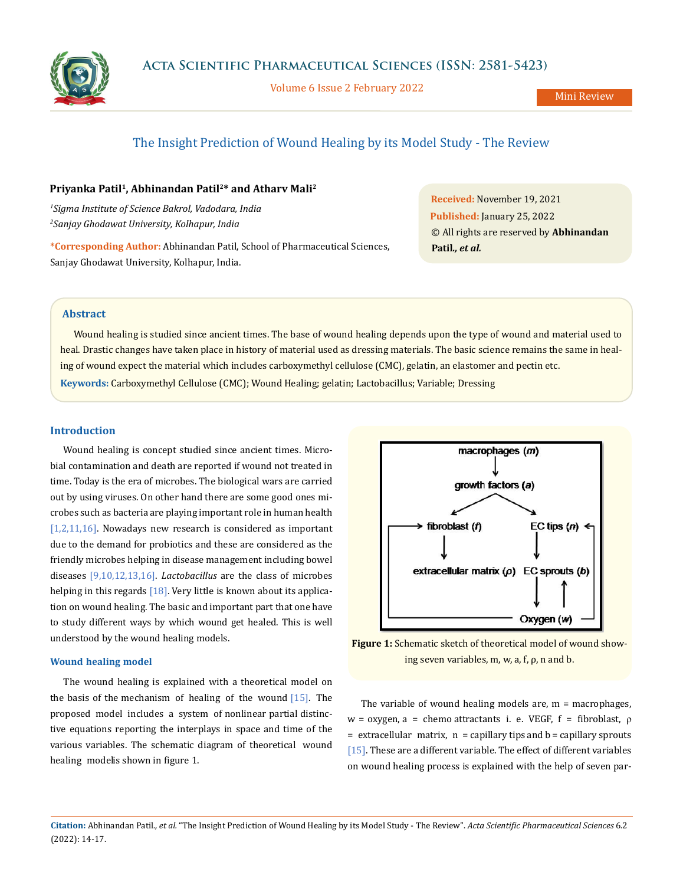# The Insight Prediction of Wound Healing by its Model Study - The Review

**Priyanka Patil[1], Abhinandan Patil[2]* and Atharv Mali[2]**

[1]*Sigma Institute of Science Bakrol, Vadodara, India*

[2]*Sanjay Ghodawat University, Kolhapur, India*

***Corresponding Author:** Abhinandan Patil, School of Pharmaceutical Sciences, Sanjay Ghodawat University, Kolhapur, India.

**Received:** November 19, 2021

**Published:** January 25, 2022

© All rights are reserved by **Abhinandan Patil., *et al.***

## Abstract

Wound healing is studied since ancient times. The base of wound healing depends upon the type of wound and material used to heal. Drastic changes have taken place in history of material used as dressing materials. The basic science remains the same in healing of wound expect the material which includes carboxymethyl cellulose (CMC), gelatin, an elastomer and pectin etc.

**Keywords:** Carboxymethyl Cellulose (CMC); Wound Healing; gelatin; Lactobacillus; Variable; Dressing

## Introduction

Wound healing is concept studied since ancient times. Microbial contamination and death are reported if wound not treated in time. Today is the era of microbes. The biological wars are carried out by using viruses. On other hand there are some good ones microbes such as bacteria are playing important role in human health [1,2,11,16]. Nowadays new research is considered as important due to the demand for probiotics and these are considered as the friendly microbes helping in disease management including bowel diseases [9,10,12,13,16]. *Lactobacillus* are the class of microbes helping in this regards [18]. Very little is known about its application on wound healing. The basic and important part that one have to study different ways by which wound get healed. This is well understood by the wound healing models.

### Wound healing model

The wound healing is explained with a theoretical model on the basis of the mechanism of healing of the wound [15]. The proposed model includes a system of nonlinear partial distinctive equations reporting the interplays in space and time of the various variables. The schematic diagram of theoretical wound healing modelis shown in figure 1.

macrophages ($m$)
growth factors ($a$)
fibroblast ($f$)
EC tips ($n$)
extracellular matrix ($\rho$)
EC sprouts ($b$)
Oxygen ($w$)

**Figure 1:** Schematic sketch of theoretical model of wound showing seven variables, m, w, a, f, ρ, n and b.

The variable of wound healing models are, m = macrophages, w = oxygen, a = chemo attractants i. e. VEGF, f = fibroblast, ρ = extracellular matrix, n = capillary tips and b = capillary sprouts [15]. These are a different variable. The effect of different variables on wound healing process is explained with the help of seven par-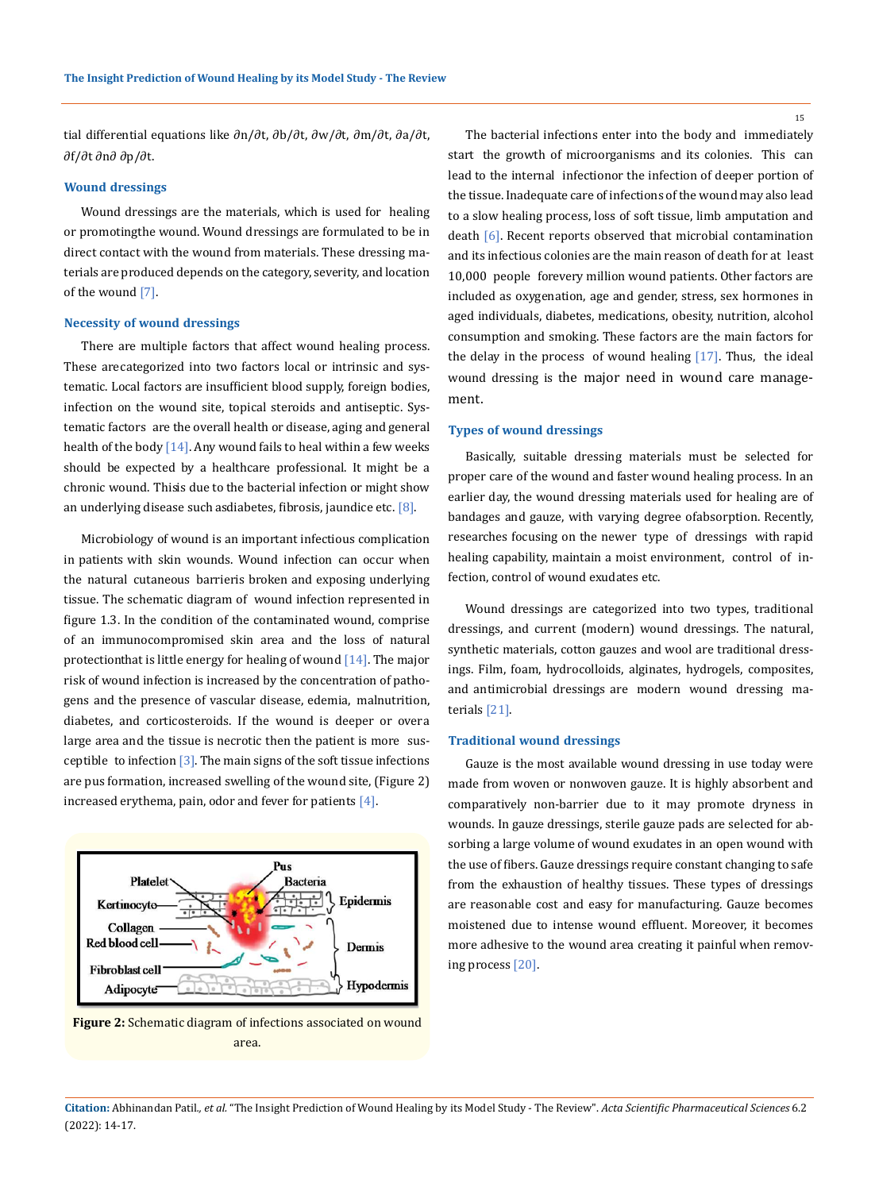tial differential equations like ∂n/∂t, ∂b/∂t, ∂w/∂t, ∂m/∂t, ∂a/∂t, ∂f/∂t ∂n∂ ∂p/∂t.

## Wound dressings

Wound dressings are the materials, which is used for healing or promotingthe wound. Wound dressings are formulated to be in direct contact with the wound from materials. These dressing materials are produced depends on the category, severity, and location of the wound [7].

## Necessity of wound dressings

There are multiple factors that affect wound healing process. These arecategorized into two factors local or intrinsic and systematic. Local factors are insufficient blood supply, foreign bodies, infection on the wound site, topical steroids and antiseptic. Systematic factors are the overall health or disease, aging and general health of the body [14]. Any wound fails to heal within a few weeks should be expected by a healthcare professional. It might be a chronic wound. Thisis due to the bacterial infection or might show an underlying disease such asdiabetes, fibrosis, jaundice etc. [8].

Microbiology of wound is an important infectious complication in patients with skin wounds. Wound infection can occur when the natural cutaneous barrieris broken and exposing underlying tissue. The schematic diagram of wound infection represented in figure 1.3. In the condition of the contaminated wound, comprise of an immunocompromised skin area and the loss of natural protectionthat is little energy for healing of wound [14]. The major risk of wound infection is increased by the concentration of pathogens and the presence of vascular disease, edemia, malnutrition, diabetes, and corticosteroids. If the wound is deeper or overa large area and the tissue is necrotic then the patient is more susceptible to infection [3]. The main signs of the soft tissue infections are pus formation, increased swelling of the wound site, (Figure 2) increased erythema, pain, odor and fever for patients [4].

Pus
Platelet
Bacteria
Kertinocyte
Epidermis
Collagen
Red blood cell
Dermis
Fibroblast cell
Adipocyte
Hypodermis

**Figure 2:** Schematic diagram of infections associated on wound area.

The bacterial infections enter into the body and immediately start the growth of microorganisms and its colonies. This can lead to the internal infectionor the infection of deeper portion of the tissue. Inadequate care of infections of the wound may also lead to a slow healing process, loss of soft tissue, limb amputation and death [6]. Recent reports observed that microbial contamination and its infectious colonies are the main reason of death for at least 10,000 people forevery million wound patients. Other factors are included as oxygenation, age and gender, stress, sex hormones in aged individuals, diabetes, medications, obesity, nutrition, alcohol consumption and smoking. These factors are the main factors for the delay in the process of wound healing [17]. Thus, the ideal wound dressing is the major need in wound care management.

## Types of wound dressings

Basically, suitable dressing materials must be selected for proper care of the wound and faster wound healing process. In an earlier day, the wound dressing materials used for healing are of bandages and gauze, with varying degree ofabsorption. Recently, researches focusing on the newer type of dressings with rapid healing capability, maintain a moist environment, control of infection, control of wound exudates etc.

Wound dressings are categorized into two types, traditional dressings, and current (modern) wound dressings. The natural, synthetic materials, cotton gauzes and wool are traditional dressings. Film, foam, hydrocolloids, alginates, hydrogels, composites, and antimicrobial dressings are modern wound dressing materials [21].

## Traditional wound dressings

Gauze is the most available wound dressing in use today were made from woven or nonwoven gauze. It is highly absorbent and comparatively non-barrier due to it may promote dryness in wounds. In gauze dressings, sterile gauze pads are selected for absorbing a large volume of wound exudates in an open wound with the use of fibers. Gauze dressings require constant changing to safe from the exhaustion of healthy tissues. These types of dressings are reasonable cost and easy for manufacturing. Gauze becomes moistened due to intense wound effluent. Moreover, it becomes more adhesive to the wound area creating it painful when removing process [20].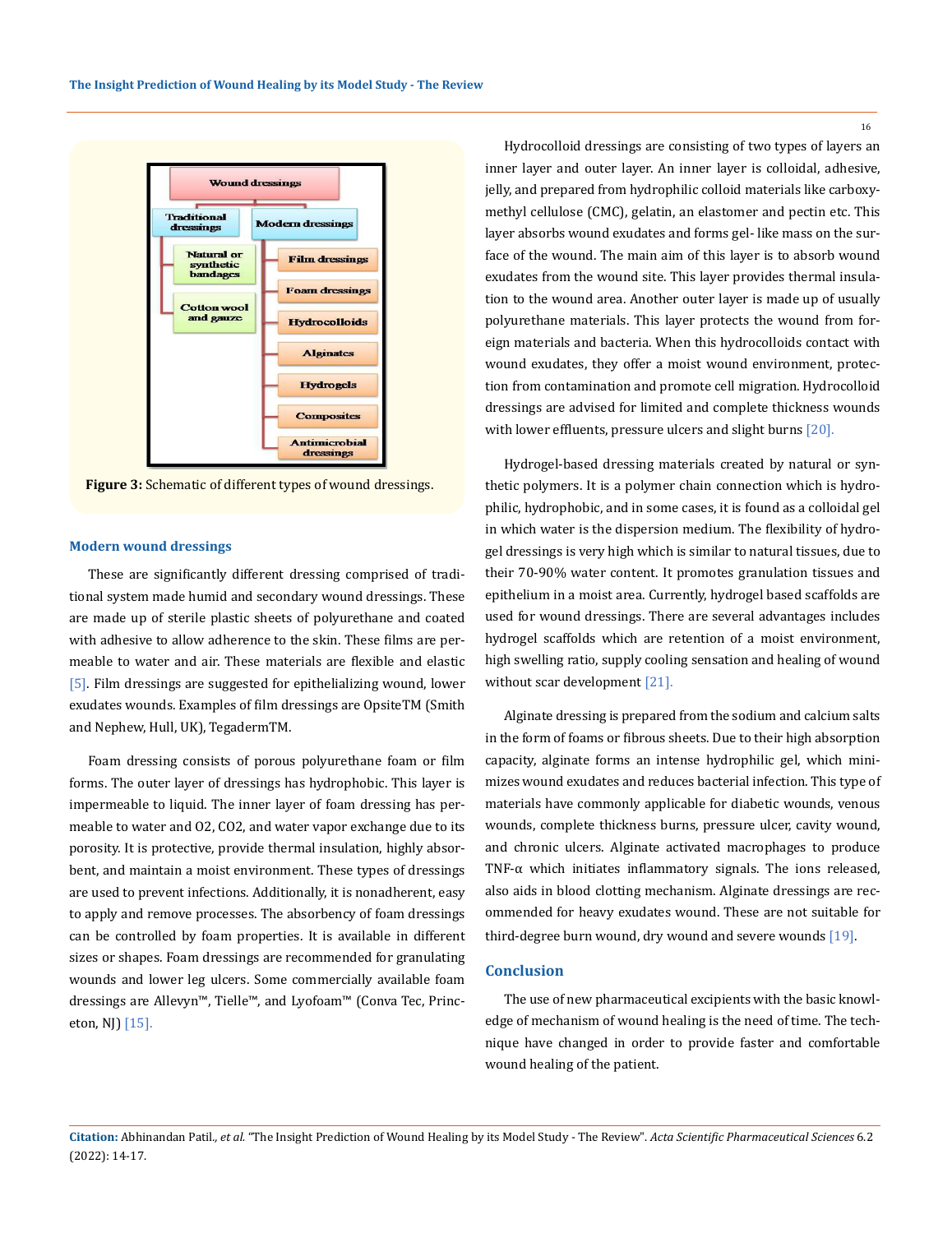Wound dressings

Traditional dressings

Modern dressings

Natural or synthetic bandages

Cotton wool and gauze

Film dressings

Foam dressings

Hydrocolloids

Alginates

Hydrogels

Composites

Antimicrobial dressings

**Figure 3:** Schematic of different types of wound dressings.

### Modern wound dressings

These are significantly different dressing comprised of traditional system made humid and secondary wound dressings. These are made up of sterile plastic sheets of polyurethane and coated with adhesive to allow adherence to the skin. These films are permeable to water and air. These materials are flexible and elastic [5]. Film dressings are suggested for epithelializing wound, lower exudates wounds. Examples of film dressings are OpsiteTM (Smith and Nephew, Hull, UK), TegadermTM.

Foam dressing consists of porous polyurethane foam or film forms. The outer layer of dressings has hydrophobic. This layer is impermeable to liquid. The inner layer of foam dressing has permeable to water and O2, CO2, and water vapor exchange due to its porosity. It is protective, provide thermal insulation, highly absorbent, and maintain a moist environment. These types of dressings are used to prevent infections. Additionally, it is nonadherent, easy to apply and remove processes. The absorbency of foam dressings can be controlled by foam properties. It is available in different sizes or shapes. Foam dressings are recommended for granulating wounds and lower leg ulcers. Some commercially available foam dressings are Allevyn™, Tielle™, and Lyofoam™ (Conva Tec, Princeton, NJ) [15].

Hydrocolloid dressings are consisting of two types of layers an inner layer and outer layer. An inner layer is colloidal, adhesive, jelly, and prepared from hydrophilic colloid materials like carboxymethyl cellulose (CMC), gelatin, an elastomer and pectin etc. This layer absorbs wound exudates and forms gel- like mass on the surface of the wound. The main aim of this layer is to absorb wound exudates from the wound site. This layer provides thermal insulation to the wound area. Another outer layer is made up of usually polyurethane materials. This layer protects the wound from foreign materials and bacteria. When this hydrocolloids contact with wound exudates, they offer a moist wound environment, protection from contamination and promote cell migration. Hydrocolloid dressings are advised for limited and complete thickness wounds with lower effluents, pressure ulcers and slight burns [20].

Hydrogel-based dressing materials created by natural or synthetic polymers. It is a polymer chain connection which is hydrophilic, hydrophobic, and in some cases, it is found as a colloidal gel in which water is the dispersion medium. The flexibility of hydrogel dressings is very high which is similar to natural tissues, due to their 70-90% water content. It promotes granulation tissues and epithelium in a moist area. Currently, hydrogel based scaffolds are used for wound dressings. There are several advantages includes hydrogel scaffolds which are retention of a moist environment, high swelling ratio, supply cooling sensation and healing of wound without scar development [21].

Alginate dressing is prepared from the sodium and calcium salts in the form of foams or fibrous sheets. Due to their high absorption capacity, alginate forms an intense hydrophilic gel, which minimizes wound exudates and reduces bacterial infection. This type of materials have commonly applicable for diabetic wounds, venous wounds, complete thickness burns, pressure ulcer, cavity wound, and chronic ulcers. Alginate activated macrophages to produce TNF-α which initiates inflammatory signals. The ions released, also aids in blood clotting mechanism. Alginate dressings are recommended for heavy exudates wound. These are not suitable for third-degree burn wound, dry wound and severe wounds [19].

## Conclusion

The use of new pharmaceutical excipients with the basic knowledge of mechanism of wound healing is the need of time. The technique have changed in order to provide faster and comfortable wound healing of the patient.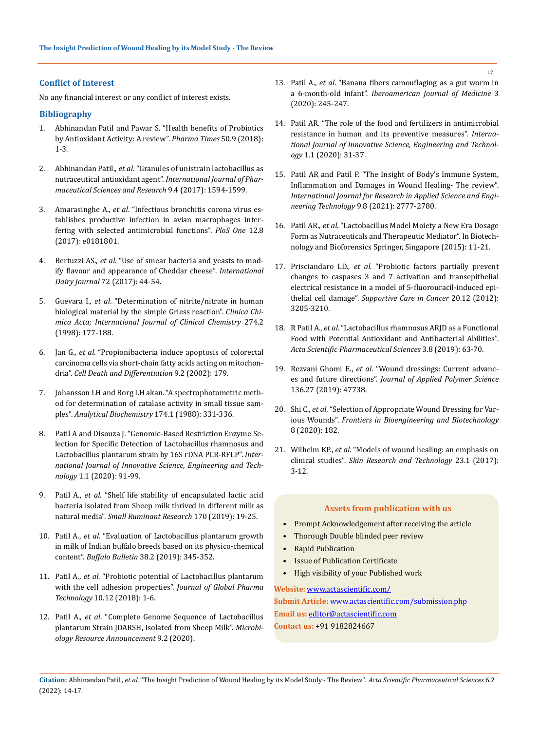## Conflict of Interest

No any financial interest or any conflict of interest exists.

## Bibliography

1. Abhinandan Patil and Pawar S. "Health benefits of Probiotics by Antioxidant Activity: A review". *Pharma Times* 50.9 (2018): 1-3.
2. Abhinandan Patil., *et al*. "Granules of unistrain lactobacillus as nutraceutical antioxidant agent". *International Journal of Pharmaceutical Sciences and Research* 9.4 (2017): 1594-1599.
3. Amarasinghe A., *et al*. "Infectious bronchitis corona virus establishes productive infection in avian macrophages interfering with selected antimicrobial functions". *PloS One* 12.8 (2017): e0181801.
4. Bertuzzi AS., *et al*. "Use of smear bacteria and yeasts to modify flavour and appearance of Cheddar cheese". *International Dairy Journal* 72 (2017): 44-54.
5. Guevara I., *et al*. "Determination of nitrite/nitrate in human biological material by the simple Griess reaction". *Clinica Chimica Acta; International Journal of Clinical Chemistry* 274.2 (1998): 177-188.
6. Jan G., *et al*. "Propionibacteria induce apoptosis of colorectal carcinoma cells via short-chain fatty acids acting on mitochondria". *Cell Death and Differentiation* 9.2 (2002): 179.
7. Johansson LH and Borg LH akan. "A spectrophotometric method for determination of catalase activity in small tissue samples". *Analytical Biochemistry* 174.1 (1988): 331-336.
8. Patil A and Disouza J. "Genomic-Based Restriction Enzyme Selection for Specific Detection of Lactobacillus rhamnosus and Lactobacillus plantarum strain by 16S rDNA PCR-RFLP". *International Journal of Innovative Science, Engineering and Technology* 1.1 (2020): 91-99.
9. Patil A., *et al*. "Shelf life stability of encapsulated lactic acid bacteria isolated from Sheep milk thrived in different milk as natural media". *Small Ruminant Research* 170 (2019): 19-25.
10. Patil A., *et al*. "Evaluation of Lactobacillus plantarum growth in milk of Indian buffalo breeds based on its physico-chemical content". *Buffalo Bulletin* 38.2 (2019): 345-352.
11. Patil A., *et al*. "Probiotic potential of Lactobacillus plantarum with the cell adhesion properties". *Journal of Global Pharma Technology* 10.12 (2018): 1-6.
12. Patil A., *et al*. "Complete Genome Sequence of Lactobacillus plantarum Strain JDARSH, Isolated from Sheep Milk". *Microbiology Resource Announcement* 9.2 (2020).
13. Patil A., *et al*. "Banana fibers camouflaging as a gut worm in a 6-month-old infant". *Iberoamerican Journal of Medicine* 3 (2020): 245-247.
14. Patil AR. "The role of the food and fertilizers in antimicrobial resistance in human and its preventive measures". *International Journal of Innovative Science, Engineering and Technology* 1.1 (2020): 31-37.
15. Patil AR and Patil P. "The Insight of Body's Immune System, Inflammation and Damages in Wound Healing- The review". *International Journal for Research in Applied Science and Engineering Technology* 9.8 (2021): 2777-2780.
16. Patil AR., *et al*. "Lactobacillus Model Moiety a New Era Dosage Form as Nutraceuticals and Therapeutic Mediator". In Biotechnology and Bioforensics Springer, Singapore (2015): 11-21.
17. Prisciandaro LD., *et al*. "Probiotic factors partially prevent changes to caspases 3 and 7 activation and transepithelial electrical resistance in a model of 5-fluorouracil-induced epithelial cell damage". *Supportive Care in Cancer* 20.12 (2012): 3205-3210.
18. R Patil A., *et al*. "Lactobacillus rhamnosus ARJD as a Functional Food with Potential Antioxidant and Antibacterial Abilities". *Acta Scientific Pharmaceutical Sciences* 3.8 (2019): 63-70.
19. Rezvani Ghomi E., *et al*. "Wound dressings: Current advances and future directions". *Journal of Applied Polymer Science* 136.27 (2019): 47738.
20. Shi C., *et al*. "Selection of Appropriate Wound Dressing for Various Wounds". *Frontiers in Bioengineering and Biotechnology* 8 (2020): 182.
21. Wilhelm KP., *et al*. "Models of wound healing: an emphasis on clinical studies". *Skin Research and Technology* 23.1 (2017): 3-12.

**Assets from publication with us**

- Prompt Acknowledgement after receiving the article
- Thorough Double blinded peer review
- Rapid Publication
- Issue of Publication Certificate
- High visibility of your Published work

**Website:** www.actascientific.com/
**Submit Article:** www.actascientific.com/submission.php
**Email us:** editor@actascientific.com
**Contact us:** +91 9182824667